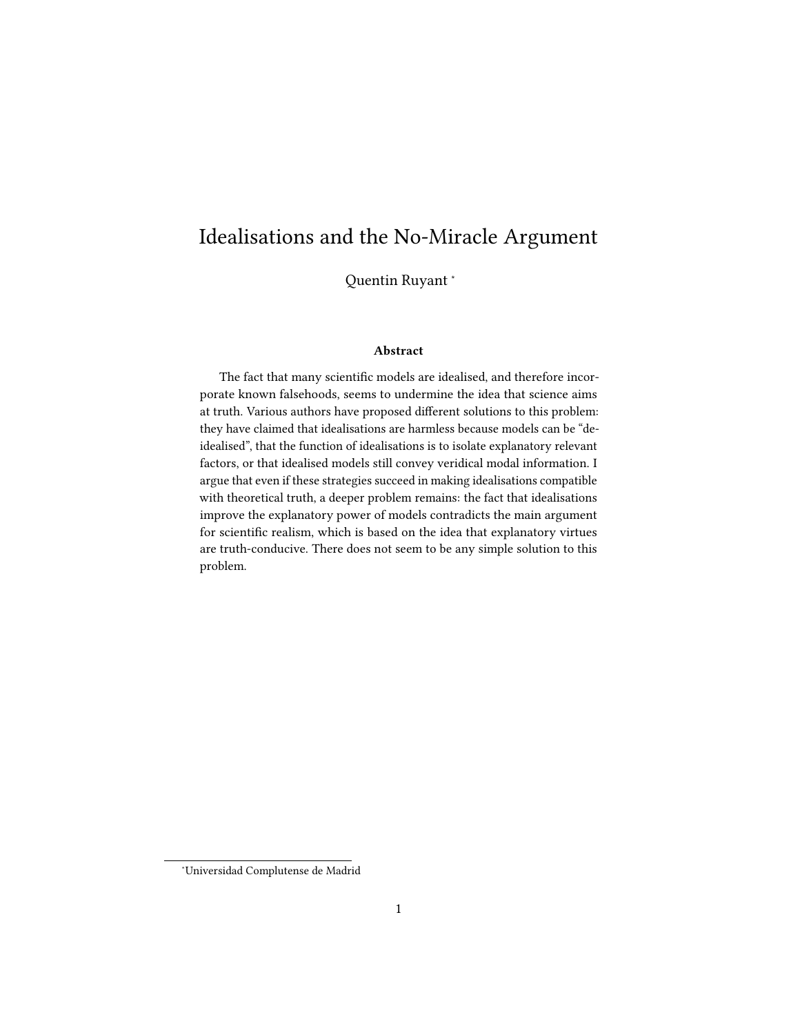# Idealisations and the No-Miracle Argument

Quentin Ruyant [*]

### Abstract

The fact that many scientific models are idealised, and therefore incorporate known falsehoods, seems to undermine the idea that science aims at truth. Various authors have proposed different solutions to this problem: they have claimed that idealisations are harmless because models can be "de-idealised", that the function of idealisations is to isolate explanatory relevant factors, or that idealised models still convey veridical modal information. I argue that even if these strategies succeed in making idealisations compatible with theoretical truth, a deeper problem remains: the fact that idealisations improve the explanatory power of models contradicts the main argument for scientific realism, which is based on the idea that explanatory virtues are truth-conducive. There does not seem to be any simple solution to this problem.

[*] Universidad Complutense de Madrid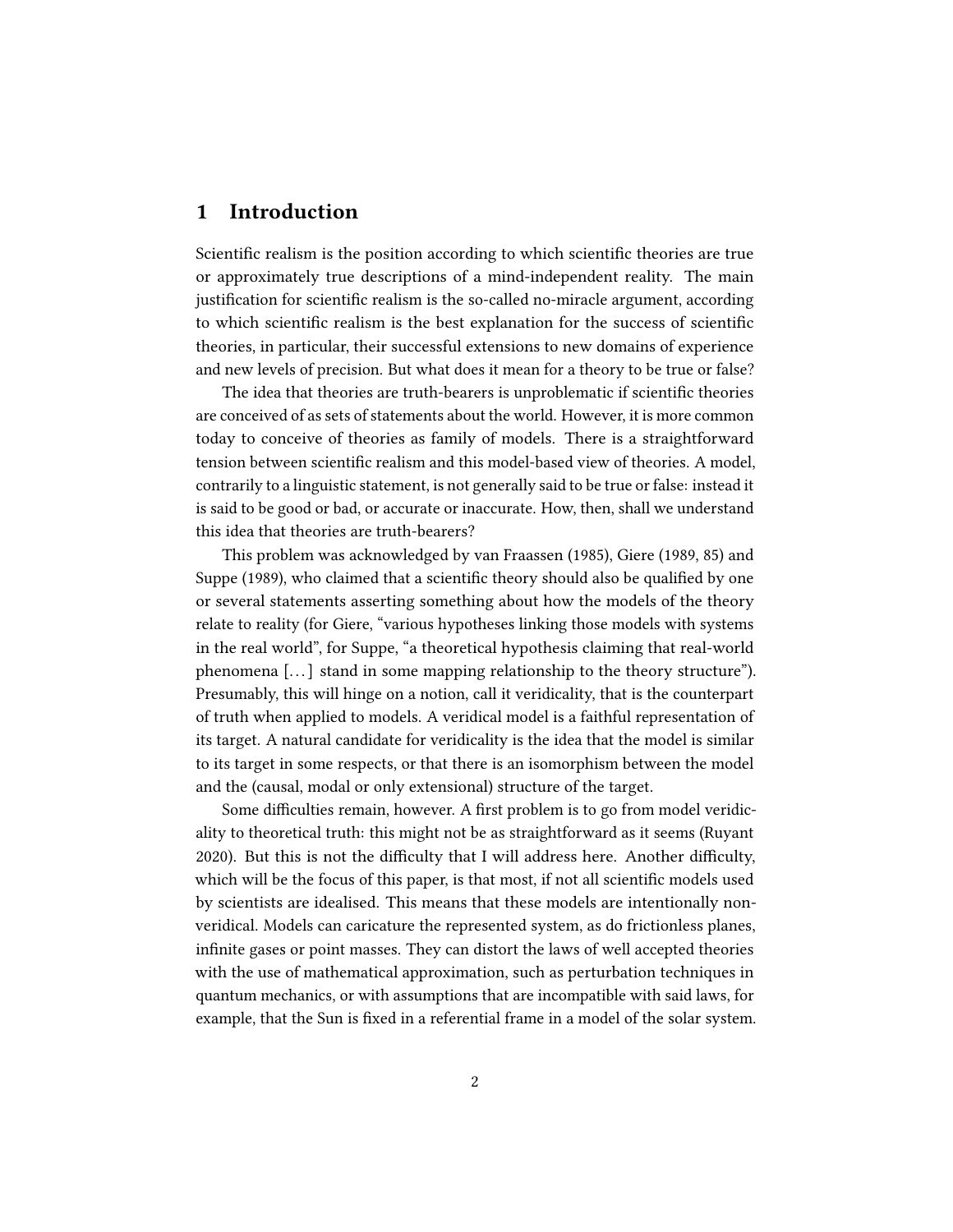## 1 Introduction

Scientific realism is the position according to which scientific theories are true or approximately true descriptions of a mind-independent reality. The main justification for scientific realism is the so-called no-miracle argument, according to which scientific realism is the best explanation for the success of scientific theories, in particular, their successful extensions to new domains of experience and new levels of precision. But what does it mean for a theory to be true or false?

The idea that theories are truth-bearers is unproblematic if scientific theories are conceived of as sets of statements about the world. However, it is more common today to conceive of theories as family of models. There is a straightforward tension between scientific realism and this model-based view of theories. A model, contrarily to a linguistic statement, is not generally said to be true or false: instead it is said to be good or bad, or accurate or inaccurate. How, then, shall we understand this idea that theories are truth-bearers?

This problem was acknowledged by van Fraassen (1985), Giere (1989, 85) and Suppe (1989), who claimed that a scientific theory should also be qualified by one or several statements asserting something about how the models of the theory relate to reality (for Giere, "various hypotheses linking those models with systems in the real world", for Suppe, "a theoretical hypothesis claiming that real-world phenomena [...] stand in some mapping relationship to the theory structure"). Presumably, this will hinge on a notion, call it veridicality, that is the counterpart of truth when applied to models. A veridical model is a faithful representation of its target. A natural candidate for veridicality is the idea that the model is similar to its target in some respects, or that there is an isomorphism between the model and the (causal, modal or only extensional) structure of the target.

Some difficulties remain, however. A first problem is to go from model veridicality to theoretical truth: this might not be as straightforward as it seems (Ruyant 2020). But this is not the difficulty that I will address here. Another difficulty, which will be the focus of this paper, is that most, if not all scientific models used by scientists are idealised. This means that these models are intentionally non-veridical. Models can caricature the represented system, as do frictionless planes, infinite gases or point masses. They can distort the laws of well accepted theories with the use of mathematical approximation, such as perturbation techniques in quantum mechanics, or with assumptions that are incompatible with said laws, for example, that the Sun is fixed in a referential frame in a model of the solar system.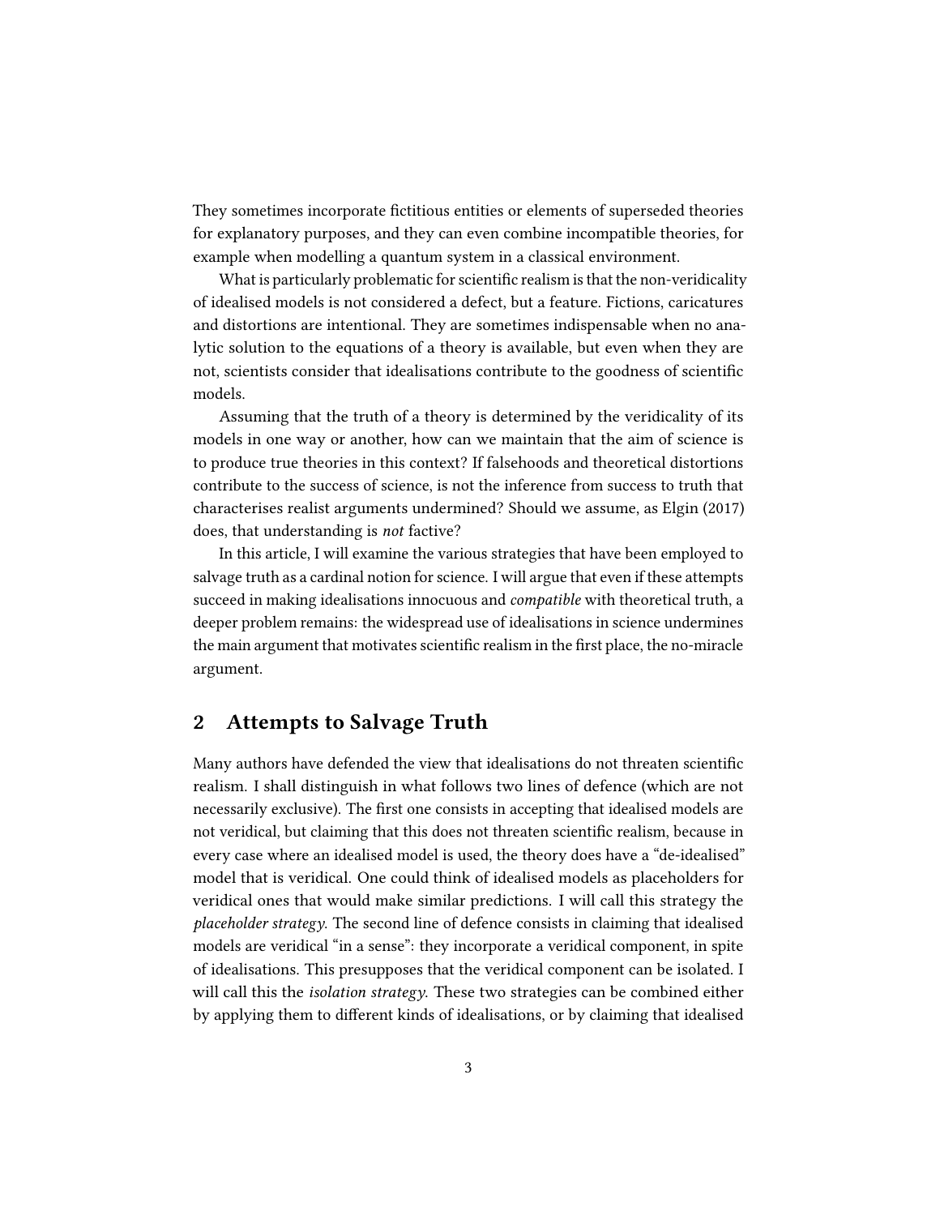They sometimes incorporate fictitious entities or elements of superseded theories for explanatory purposes, and they can even combine incompatible theories, for example when modelling a quantum system in a classical environment.

What is particularly problematic for scientific realism is that the non-veridicality of idealised models is not considered a defect, but a feature. Fictions, caricatures and distortions are intentional. They are sometimes indispensable when no analytic solution to the equations of a theory is available, but even when they are not, scientists consider that idealisations contribute to the goodness of scientific models.

Assuming that the truth of a theory is determined by the veridicality of its models in one way or another, how can we maintain that the aim of science is to produce true theories in this context? If falsehoods and theoretical distortions contribute to the success of science, is not the inference from success to truth that characterises realist arguments undermined? Should we assume, as Elgin (2017) does, that understanding is *not* factive?

In this article, I will examine the various strategies that have been employed to salvage truth as a cardinal notion for science. I will argue that even if these attempts succeed in making idealisations innocuous and *compatible* with theoretical truth, a deeper problem remains: the widespread use of idealisations in science undermines the main argument that motivates scientific realism in the first place, the no-miracle argument.

## 2 Attempts to Salvage Truth

Many authors have defended the view that idealisations do not threaten scientific realism. I shall distinguish in what follows two lines of defence (which are not necessarily exclusive). The first one consists in accepting that idealised models are not veridical, but claiming that this does not threaten scientific realism, because in every case where an idealised model is used, the theory does have a "de-idealised" model that is veridical. One could think of idealised models as placeholders for veridical ones that would make similar predictions. I will call this strategy the *placeholder strategy*. The second line of defence consists in claiming that idealised models are veridical "in a sense": they incorporate a veridical component, in spite of idealisations. This presupposes that the veridical component can be isolated. I will call this the *isolation strategy*. These two strategies can be combined either by applying them to different kinds of idealisations, or by claiming that idealised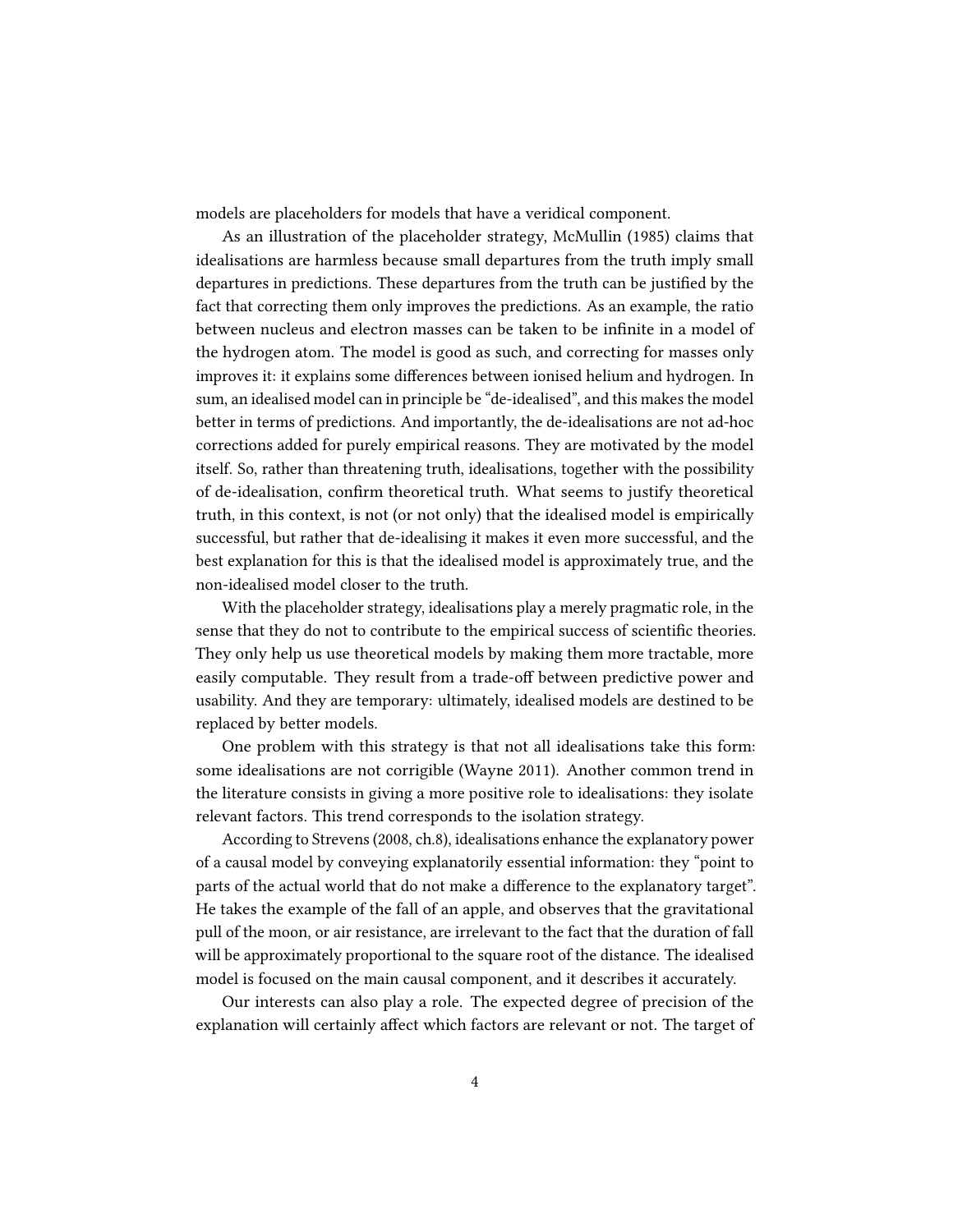models are placeholders for models that have a veridical component.

As an illustration of the placeholder strategy, McMullin (1985) claims that idealisations are harmless because small departures from the truth imply small departures in predictions. These departures from the truth can be justified by the fact that correcting them only improves the predictions. As an example, the ratio between nucleus and electron masses can be taken to be infinite in a model of the hydrogen atom. The model is good as such, and correcting for masses only improves it: it explains some differences between ionised helium and hydrogen. In sum, an idealised model can in principle be "de-idealised", and this makes the model better in terms of predictions. And importantly, the de-idealisations are not ad-hoc corrections added for purely empirical reasons. They are motivated by the model itself. So, rather than threatening truth, idealisations, together with the possibility of de-idealisation, confirm theoretical truth. What seems to justify theoretical truth, in this context, is not (or not only) that the idealised model is empirically successful, but rather that de-idealising it makes it even more successful, and the best explanation for this is that the idealised model is approximately true, and the non-idealised model closer to the truth.

With the placeholder strategy, idealisations play a merely pragmatic role, in the sense that they do not to contribute to the empirical success of scientific theories. They only help us use theoretical models by making them more tractable, more easily computable. They result from a trade-off between predictive power and usability. And they are temporary: ultimately, idealised models are destined to be replaced by better models.

One problem with this strategy is that not all idealisations take this form: some idealisations are not corrigible (Wayne 2011). Another common trend in the literature consists in giving a more positive role to idealisations: they isolate relevant factors. This trend corresponds to the isolation strategy.

According to Strevens (2008, ch.8), idealisations enhance the explanatory power of a causal model by conveying explanatorily essential information: they "point to parts of the actual world that do not make a difference to the explanatory target". He takes the example of the fall of an apple, and observes that the gravitational pull of the moon, or air resistance, are irrelevant to the fact that the duration of fall will be approximately proportional to the square root of the distance. The idealised model is focused on the main causal component, and it describes it accurately.

Our interests can also play a role. The expected degree of precision of the explanation will certainly affect which factors are relevant or not. The target of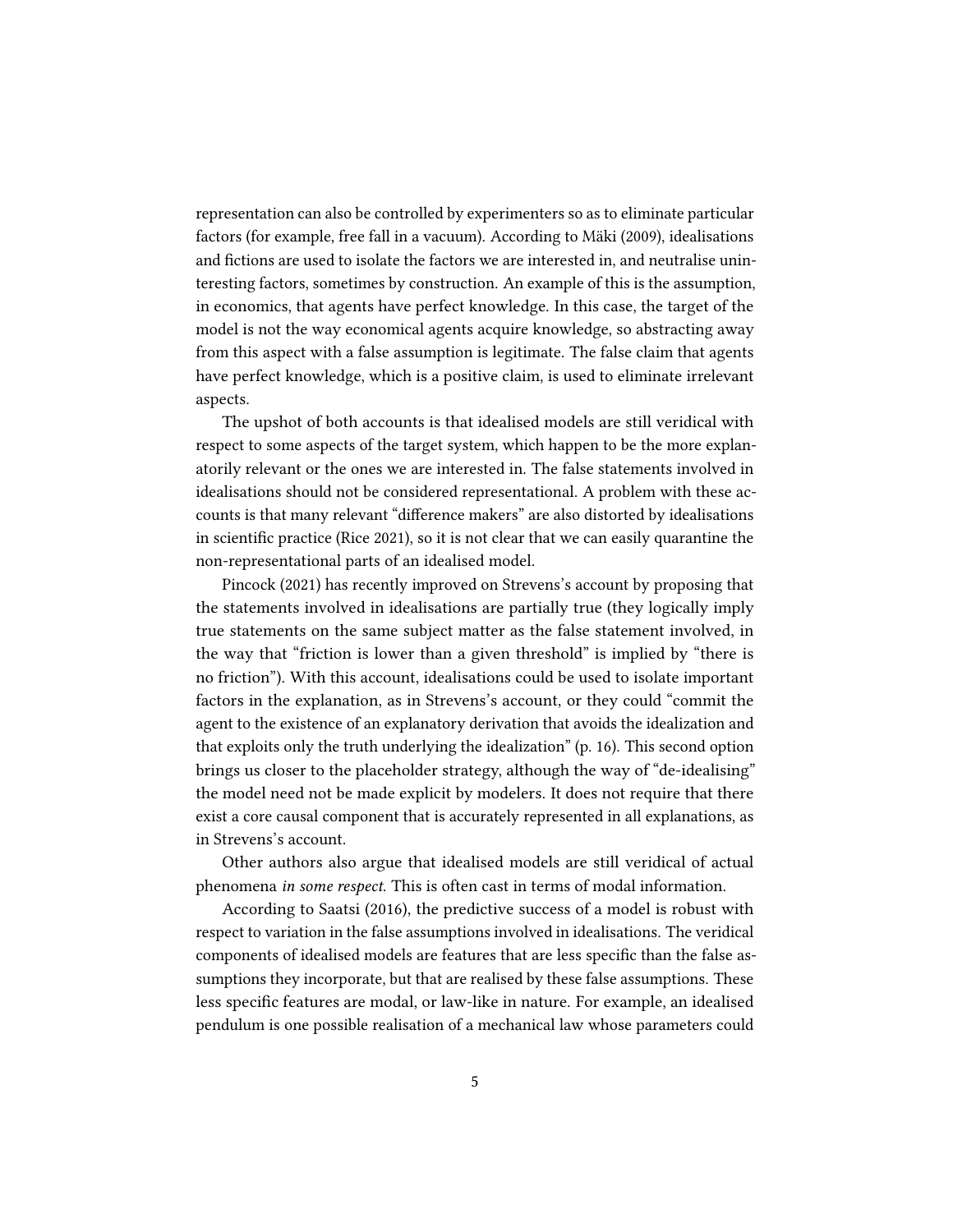representation can also be controlled by experimenters so as to eliminate particular factors (for example, free fall in a vacuum). According to Mäki (2009), idealisations and fictions are used to isolate the factors we are interested in, and neutralise uninteresting factors, sometimes by construction. An example of this is the assumption, in economics, that agents have perfect knowledge. In this case, the target of the model is not the way economical agents acquire knowledge, so abstracting away from this aspect with a false assumption is legitimate. The false claim that agents have perfect knowledge, which is a positive claim, is used to eliminate irrelevant aspects.

The upshot of both accounts is that idealised models are still veridical with respect to some aspects of the target system, which happen to be the more explanatorily relevant or the ones we are interested in. The false statements involved in idealisations should not be considered representational. A problem with these accounts is that many relevant "difference makers" are also distorted by idealisations in scientific practice (Rice 2021), so it is not clear that we can easily quarantine the non-representational parts of an idealised model.

Pincock (2021) has recently improved on Strevens's account by proposing that the statements involved in idealisations are partially true (they logically imply true statements on the same subject matter as the false statement involved, in the way that "friction is lower than a given threshold" is implied by "there is no friction"). With this account, idealisations could be used to isolate important factors in the explanation, as in Strevens's account, or they could "commit the agent to the existence of an explanatory derivation that avoids the idealization and that exploits only the truth underlying the idealization" (p. 16). This second option brings us closer to the placeholder strategy, although the way of "de-idealising" the model need not be made explicit by modelers. It does not require that there exist a core causal component that is accurately represented in all explanations, as in Strevens's account.

Other authors also argue that idealised models are still veridical of actual phenomena *in some respect*. This is often cast in terms of modal information.

According to Saatsi (2016), the predictive success of a model is robust with respect to variation in the false assumptions involved in idealisations. The veridical components of idealised models are features that are less specific than the false assumptions they incorporate, but that are realised by these false assumptions. These less specific features are modal, or law-like in nature. For example, an idealised pendulum is one possible realisation of a mechanical law whose parameters could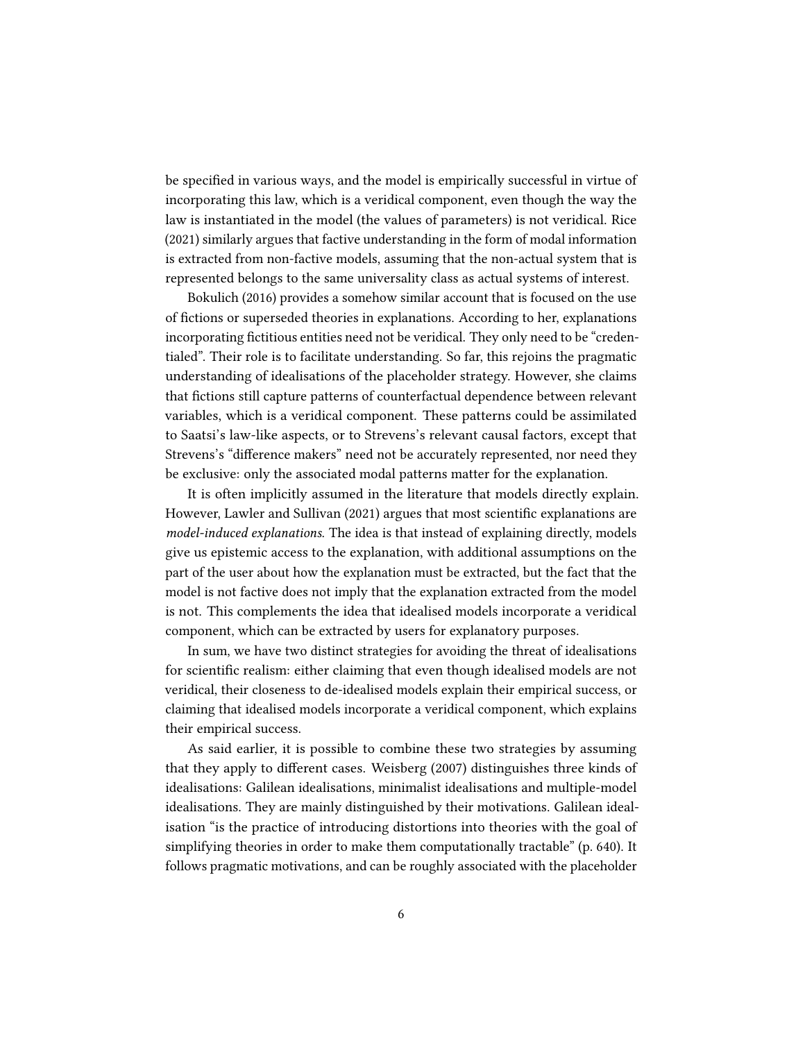be specified in various ways, and the model is empirically successful in virtue of incorporating this law, which is a veridical component, even though the way the law is instantiated in the model (the values of parameters) is not veridical. Rice (2021) similarly argues that factive understanding in the form of modal information is extracted from non-factive models, assuming that the non-actual system that is represented belongs to the same universality class as actual systems of interest.

Bokulich (2016) provides a somehow similar account that is focused on the use of fictions or superseded theories in explanations. According to her, explanations incorporating fictitious entities need not be veridical. They only need to be "credentialed". Their role is to facilitate understanding. So far, this rejoins the pragmatic understanding of idealisations of the placeholder strategy. However, she claims that fictions still capture patterns of counterfactual dependence between relevant variables, which is a veridical component. These patterns could be assimilated to Saatsi's law-like aspects, or to Strevens's relevant causal factors, except that Strevens's "difference makers" need not be accurately represented, nor need they be exclusive: only the associated modal patterns matter for the explanation.

It is often implicitly assumed in the literature that models directly explain. However, Lawler and Sullivan (2021) argues that most scientific explanations are *model-induced explanations*. The idea is that instead of explaining directly, models give us epistemic access to the explanation, with additional assumptions on the part of the user about how the explanation must be extracted, but the fact that the model is not factive does not imply that the explanation extracted from the model is not. This complements the idea that idealised models incorporate a veridical component, which can be extracted by users for explanatory purposes.

In sum, we have two distinct strategies for avoiding the threat of idealisations for scientific realism: either claiming that even though idealised models are not veridical, their closeness to de-idealised models explain their empirical success, or claiming that idealised models incorporate a veridical component, which explains their empirical success.

As said earlier, it is possible to combine these two strategies by assuming that they apply to different cases. Weisberg (2007) distinguishes three kinds of idealisations: Galilean idealisations, minimalist idealisations and multiple-model idealisations. They are mainly distinguished by their motivations. Galilean idealisation "is the practice of introducing distortions into theories with the goal of simplifying theories in order to make them computationally tractable" (p. 640). It follows pragmatic motivations, and can be roughly associated with the placeholder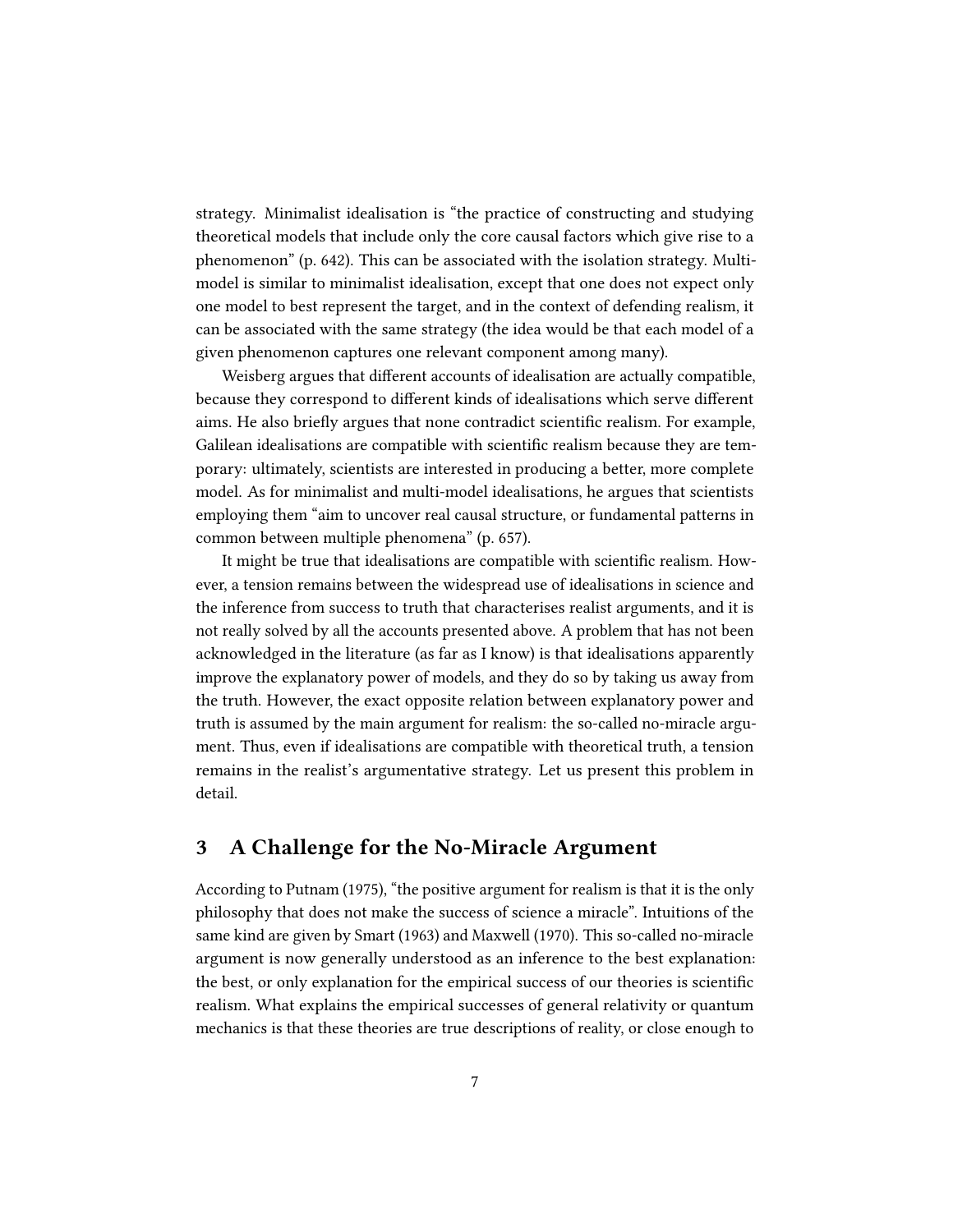strategy. Minimalist idealisation is "the practice of constructing and studying theoretical models that include only the core causal factors which give rise to a phenomenon" (p. 642). This can be associated with the isolation strategy. Multi-model is similar to minimalist idealisation, except that one does not expect only one model to best represent the target, and in the context of defending realism, it can be associated with the same strategy (the idea would be that each model of a given phenomenon captures one relevant component among many).

Weisberg argues that different accounts of idealisation are actually compatible, because they correspond to different kinds of idealisations which serve different aims. He also briefly argues that none contradict scientific realism. For example, Galilean idealisations are compatible with scientific realism because they are temporary: ultimately, scientists are interested in producing a better, more complete model. As for minimalist and multi-model idealisations, he argues that scientists employing them "aim to uncover real causal structure, or fundamental patterns in common between multiple phenomena" (p. 657).

It might be true that idealisations are compatible with scientific realism. However, a tension remains between the widespread use of idealisations in science and the inference from success to truth that characterises realist arguments, and it is not really solved by all the accounts presented above. A problem that has not been acknowledged in the literature (as far as I know) is that idealisations apparently improve the explanatory power of models, and they do so by taking us away from the truth. However, the exact opposite relation between explanatory power and truth is assumed by the main argument for realism: the so-called no-miracle argument. Thus, even if idealisations are compatible with theoretical truth, a tension remains in the realist's argumentative strategy. Let us present this problem in detail.

## 3 A Challenge for the No-Miracle Argument

According to Putnam (1975), "the positive argument for realism is that it is the only philosophy that does not make the success of science a miracle". Intuitions of the same kind are given by Smart (1963) and Maxwell (1970). This so-called no-miracle argument is now generally understood as an inference to the best explanation: the best, or only explanation for the empirical success of our theories is scientific realism. What explains the empirical successes of general relativity or quantum mechanics is that these theories are true descriptions of reality, or close enough to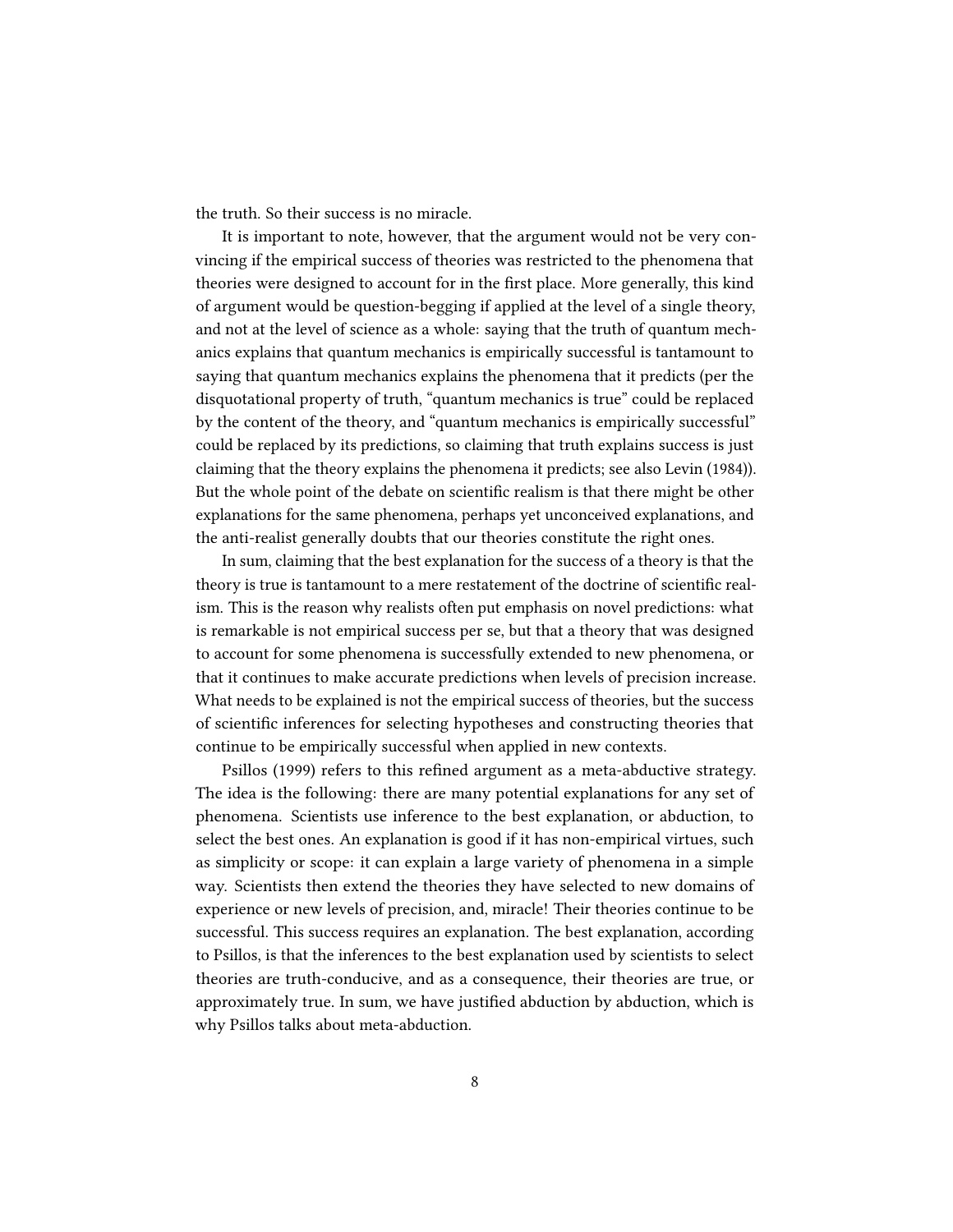the truth. So their success is no miracle.

It is important to note, however, that the argument would not be very convincing if the empirical success of theories was restricted to the phenomena that theories were designed to account for in the first place. More generally, this kind of argument would be question-begging if applied at the level of a single theory, and not at the level of science as a whole: saying that the truth of quantum mechanics explains that quantum mechanics is empirically successful is tantamount to saying that quantum mechanics explains the phenomena that it predicts (per the disquotational property of truth, "quantum mechanics is true" could be replaced by the content of the theory, and "quantum mechanics is empirically successful" could be replaced by its predictions, so claiming that truth explains success is just claiming that the theory explains the phenomena it predicts; see also Levin (1984)). But the whole point of the debate on scientific realism is that there might be other explanations for the same phenomena, perhaps yet unconceived explanations, and the anti-realist generally doubts that our theories constitute the right ones.

In sum, claiming that the best explanation for the success of a theory is that the theory is true is tantamount to a mere restatement of the doctrine of scientific realism. This is the reason why realists often put emphasis on novel predictions: what is remarkable is not empirical success per se, but that a theory that was designed to account for some phenomena is successfully extended to new phenomena, or that it continues to make accurate predictions when levels of precision increase. What needs to be explained is not the empirical success of theories, but the success of scientific inferences for selecting hypotheses and constructing theories that continue to be empirically successful when applied in new contexts.

Psillos (1999) refers to this refined argument as a meta-abductive strategy. The idea is the following: there are many potential explanations for any set of phenomena. Scientists use inference to the best explanation, or abduction, to select the best ones. An explanation is good if it has non-empirical virtues, such as simplicity or scope: it can explain a large variety of phenomena in a simple way. Scientists then extend the theories they have selected to new domains of experience or new levels of precision, and, miracle! Their theories continue to be successful. This success requires an explanation. The best explanation, according to Psillos, is that the inferences to the best explanation used by scientists to select theories are truth-conducive, and as a consequence, their theories are true, or approximately true. In sum, we have justified abduction by abduction, which is why Psillos talks about meta-abduction.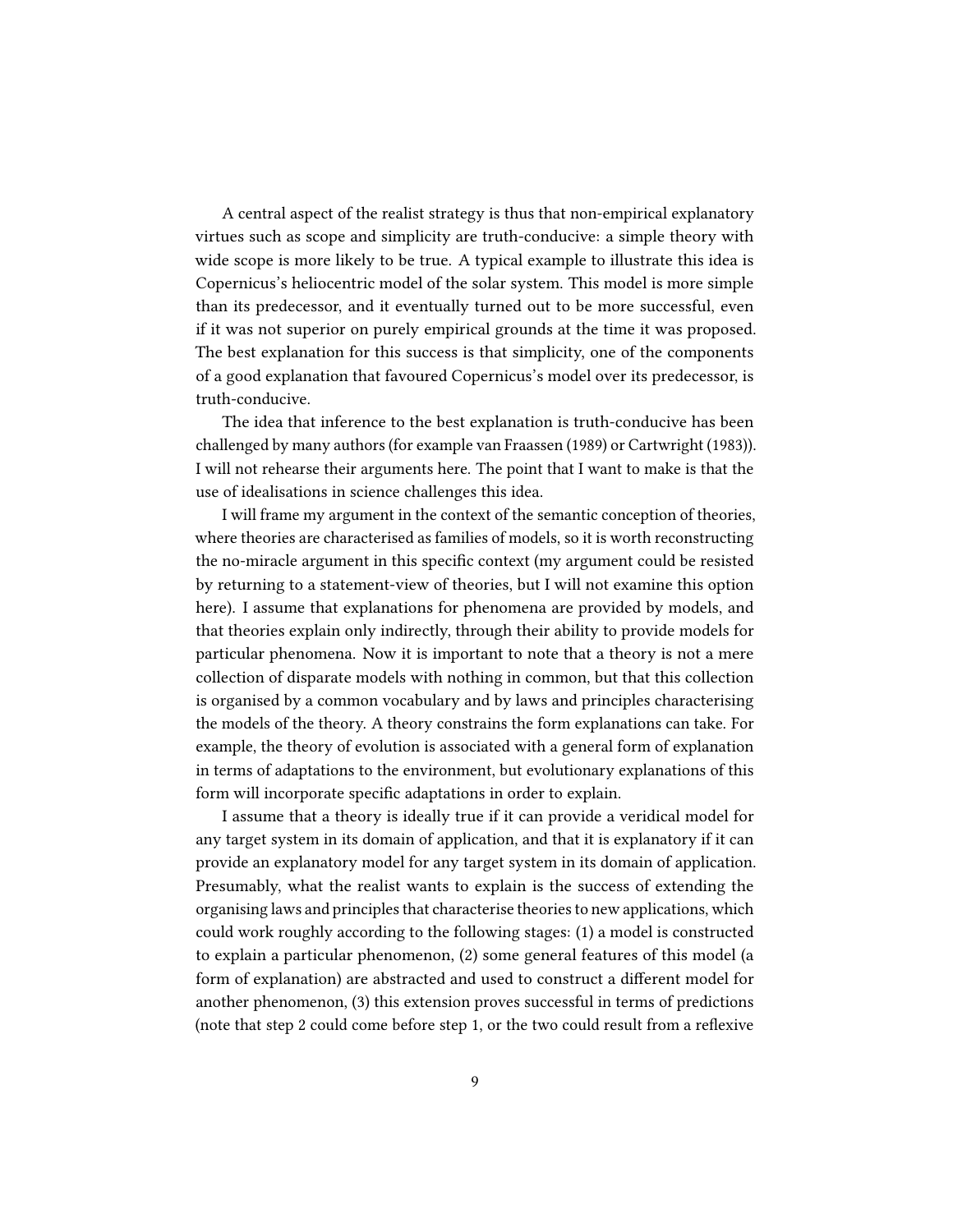A central aspect of the realist strategy is thus that non-empirical explanatory virtues such as scope and simplicity are truth-conducive: a simple theory with wide scope is more likely to be true. A typical example to illustrate this idea is Copernicus's heliocentric model of the solar system. This model is more simple than its predecessor, and it eventually turned out to be more successful, even if it was not superior on purely empirical grounds at the time it was proposed. The best explanation for this success is that simplicity, one of the components of a good explanation that favoured Copernicus's model over its predecessor, is truth-conducive.

The idea that inference to the best explanation is truth-conducive has been challenged by many authors (for example van Fraassen (1989) or Cartwright (1983)). I will not rehearse their arguments here. The point that I want to make is that the use of idealisations in science challenges this idea.

I will frame my argument in the context of the semantic conception of theories, where theories are characterised as families of models, so it is worth reconstructing the no-miracle argument in this specific context (my argument could be resisted by returning to a statement-view of theories, but I will not examine this option here). I assume that explanations for phenomena are provided by models, and that theories explain only indirectly, through their ability to provide models for particular phenomena. Now it is important to note that a theory is not a mere collection of disparate models with nothing in common, but that this collection is organised by a common vocabulary and by laws and principles characterising the models of the theory. A theory constrains the form explanations can take. For example, the theory of evolution is associated with a general form of explanation in terms of adaptations to the environment, but evolutionary explanations of this form will incorporate specific adaptations in order to explain.

I assume that a theory is ideally true if it can provide a veridical model for any target system in its domain of application, and that it is explanatory if it can provide an explanatory model for any target system in its domain of application. Presumably, what the realist wants to explain is the success of extending the organising laws and principles that characterise theories to new applications, which could work roughly according to the following stages: (1) a model is constructed to explain a particular phenomenon, (2) some general features of this model (a form of explanation) are abstracted and used to construct a different model for another phenomenon, (3) this extension proves successful in terms of predictions (note that step 2 could come before step 1, or the two could result from a reflexive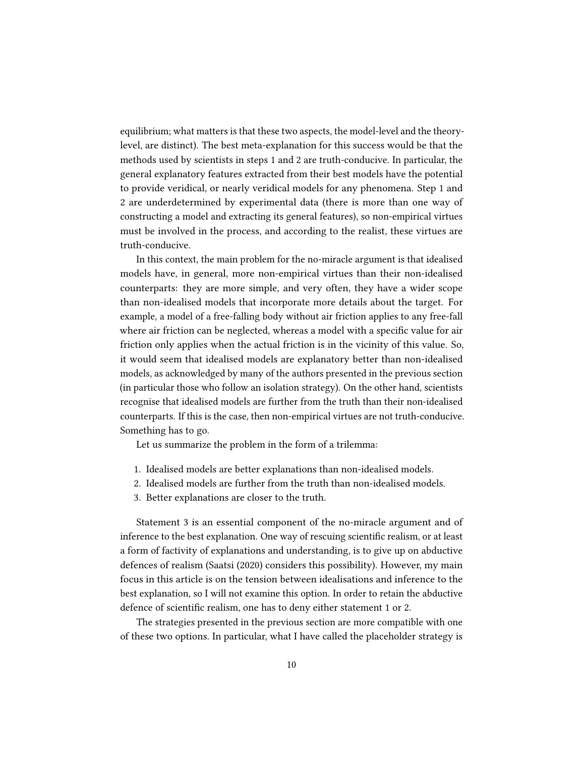equilibrium; what matters is that these two aspects, the model-level and the theory-level, are distinct). The best meta-explanation for this success would be that the methods used by scientists in steps 1 and 2 are truth-conducive. In particular, the general explanatory features extracted from their best models have the potential to provide veridical, or nearly veridical models for any phenomena. Step 1 and 2 are underdetermined by experimental data (there is more than one way of constructing a model and extracting its general features), so non-empirical virtues must be involved in the process, and according to the realist, these virtues are truth-conducive.

In this context, the main problem for the no-miracle argument is that idealised models have, in general, more non-empirical virtues than their non-idealised counterparts: they are more simple, and very often, they have a wider scope than non-idealised models that incorporate more details about the target. For example, a model of a free-falling body without air friction applies to any free-fall where air friction can be neglected, whereas a model with a specific value for air friction only applies when the actual friction is in the vicinity of this value. So, it would seem that idealised models are explanatory better than non-idealised models, as acknowledged by many of the authors presented in the previous section (in particular those who follow an isolation strategy). On the other hand, scientists recognise that idealised models are further from the truth than their non-idealised counterparts. If this is the case, then non-empirical virtues are not truth-conducive. Something has to go.

Let us summarize the problem in the form of a trilemma:

1. Idealised models are better explanations than non-idealised models.
2. Idealised models are further from the truth than non-idealised models.
3. Better explanations are closer to the truth.

Statement 3 is an essential component of the no-miracle argument and of inference to the best explanation. One way of rescuing scientific realism, or at least a form of factivity of explanations and understanding, is to give up on abductive defences of realism (Saatsi (2020) considers this possibility). However, my main focus in this article is on the tension between idealisations and inference to the best explanation, so I will not examine this option. In order to retain the abductive defence of scientific realism, one has to deny either statement 1 or 2.

The strategies presented in the previous section are more compatible with one of these two options. In particular, what I have called the placeholder strategy is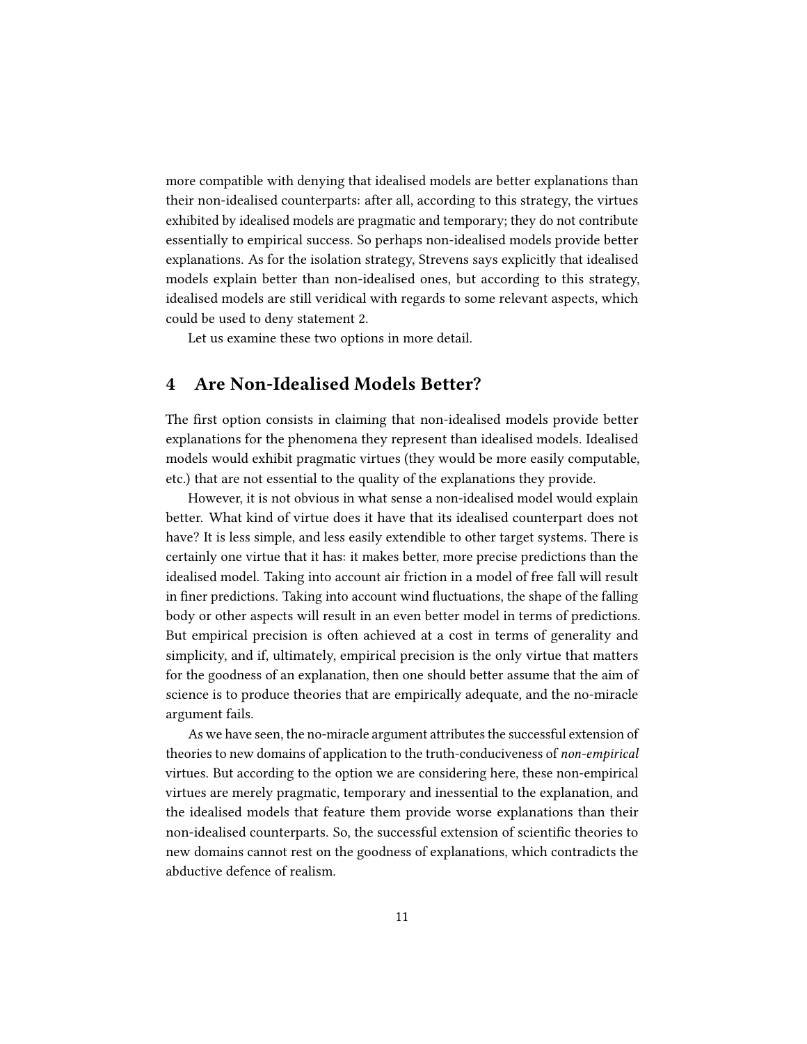more compatible with denying that idealised models are better explanations than their non-idealised counterparts: after all, according to this strategy, the virtues exhibited by idealised models are pragmatic and temporary; they do not contribute essentially to empirical success. So perhaps non-idealised models provide better explanations. As for the isolation strategy, Strevens says explicitly that idealised models explain better than non-idealised ones, but according to this strategy, idealised models are still veridical with regards to some relevant aspects, which could be used to deny statement 2.

Let us examine these two options in more detail.

## 4 Are Non-Idealised Models Better?

The first option consists in claiming that non-idealised models provide better explanations for the phenomena they represent than idealised models. Idealised models would exhibit pragmatic virtues (they would be more easily computable, etc.) that are not essential to the quality of the explanations they provide.

However, it is not obvious in what sense a non-idealised model would explain better. What kind of virtue does it have that its idealised counterpart does not have? It is less simple, and less easily extendible to other target systems. There is certainly one virtue that it has: it makes better, more precise predictions than the idealised model. Taking into account air friction in a model of free fall will result in finer predictions. Taking into account wind fluctuations, the shape of the falling body or other aspects will result in an even better model in terms of predictions. But empirical precision is often achieved at a cost in terms of generality and simplicity, and if, ultimately, empirical precision is the only virtue that matters for the goodness of an explanation, then one should better assume that the aim of science is to produce theories that are empirically adequate, and the no-miracle argument fails.

As we have seen, the no-miracle argument attributes the successful extension of theories to new domains of application to the truth-conduciveness of *non-empirical* virtues. But according to the option we are considering here, these non-empirical virtues are merely pragmatic, temporary and inessential to the explanation, and the idealised models that feature them provide worse explanations than their non-idealised counterparts. So, the successful extension of scientific theories to new domains cannot rest on the goodness of explanations, which contradicts the abductive defence of realism.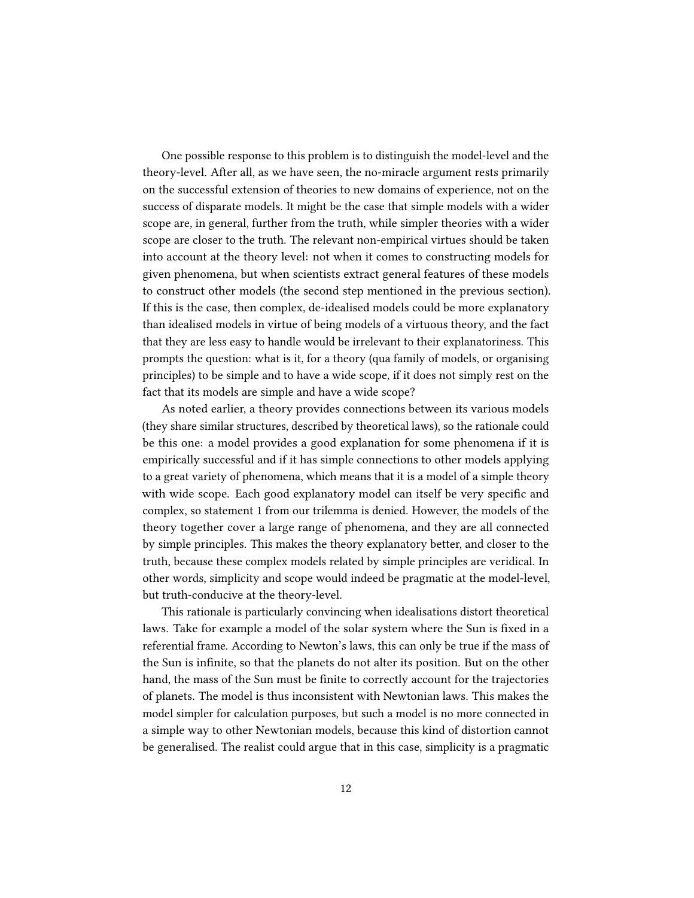One possible response to this problem is to distinguish the model-level and the theory-level. After all, as we have seen, the no-miracle argument rests primarily on the successful extension of theories to new domains of experience, not on the success of disparate models. It might be the case that simple models with a wider scope are, in general, further from the truth, while simpler theories with a wider scope are closer to the truth. The relevant non-empirical virtues should be taken into account at the theory level: not when it comes to constructing models for given phenomena, but when scientists extract general features of these models to construct other models (the second step mentioned in the previous section). If this is the case, then complex, de-idealised models could be more explanatory than idealised models in virtue of being models of a virtuous theory, and the fact that they are less easy to handle would be irrelevant to their explanatoriness. This prompts the question: what is it, for a theory (qua family of models, or organising principles) to be simple and to have a wide scope, if it does not simply rest on the fact that its models are simple and have a wide scope?

As noted earlier, a theory provides connections between its various models (they share similar structures, described by theoretical laws), so the rationale could be this one: a model provides a good explanation for some phenomena if it is empirically successful and if it has simple connections to other models applying to a great variety of phenomena, which means that it is a model of a simple theory with wide scope. Each good explanatory model can itself be very specific and complex, so statement 1 from our trilemma is denied. However, the models of the theory together cover a large range of phenomena, and they are all connected by simple principles. This makes the theory explanatory better, and closer to the truth, because these complex models related by simple principles are veridical. In other words, simplicity and scope would indeed be pragmatic at the model-level, but truth-conducive at the theory-level.

This rationale is particularly convincing when idealisations distort theoretical laws. Take for example a model of the solar system where the Sun is fixed in a referential frame. According to Newton's laws, this can only be true if the mass of the Sun is infinite, so that the planets do not alter its position. But on the other hand, the mass of the Sun must be finite to correctly account for the trajectories of planets. The model is thus inconsistent with Newtonian laws. This makes the model simpler for calculation purposes, but such a model is no more connected in a simple way to other Newtonian models, because this kind of distortion cannot be generalised. The realist could argue that in this case, simplicity is a pragmatic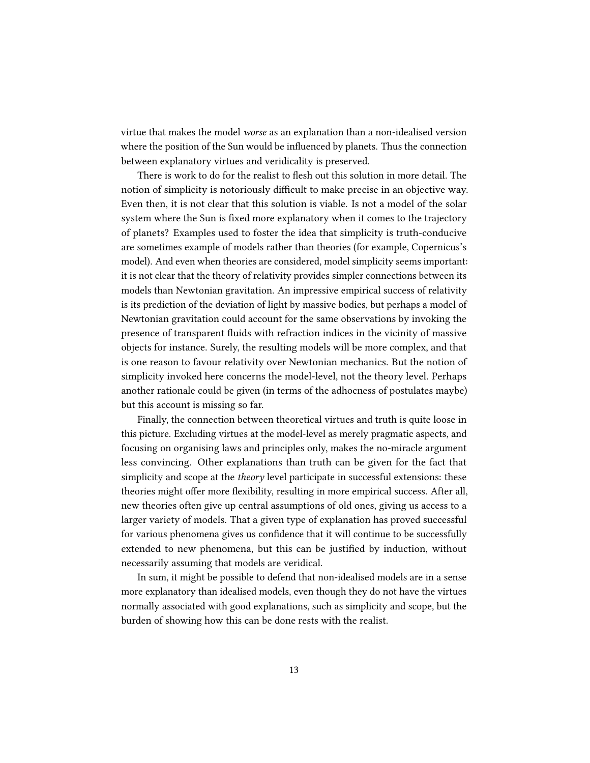virtue that makes the model *worse* as an explanation than a non-idealised version where the position of the Sun would be influenced by planets. Thus the connection between explanatory virtues and veridicality is preserved.

There is work to do for the realist to flesh out this solution in more detail. The notion of simplicity is notoriously difficult to make precise in an objective way. Even then, it is not clear that this solution is viable. Is not a model of the solar system where the Sun is fixed more explanatory when it comes to the trajectory of planets? Examples used to foster the idea that simplicity is truth-conducive are sometimes example of models rather than theories (for example, Copernicus's model). And even when theories are considered, model simplicity seems important: it is not clear that the theory of relativity provides simpler connections between its models than Newtonian gravitation. An impressive empirical success of relativity is its prediction of the deviation of light by massive bodies, but perhaps a model of Newtonian gravitation could account for the same observations by invoking the presence of transparent fluids with refraction indices in the vicinity of massive objects for instance. Surely, the resulting models will be more complex, and that is one reason to favour relativity over Newtonian mechanics. But the notion of simplicity invoked here concerns the model-level, not the theory level. Perhaps another rationale could be given (in terms of the adhocness of postulates maybe) but this account is missing so far.

Finally, the connection between theoretical virtues and truth is quite loose in this picture. Excluding virtues at the model-level as merely pragmatic aspects, and focusing on organising laws and principles only, makes the no-miracle argument less convincing. Other explanations than truth can be given for the fact that simplicity and scope at the *theory* level participate in successful extensions: these theories might offer more flexibility, resulting in more empirical success. After all, new theories often give up central assumptions of old ones, giving us access to a larger variety of models. That a given type of explanation has proved successful for various phenomena gives us confidence that it will continue to be successfully extended to new phenomena, but this can be justified by induction, without necessarily assuming that models are veridical.

In sum, it might be possible to defend that non-idealised models are in a sense more explanatory than idealised models, even though they do not have the virtues normally associated with good explanations, such as simplicity and scope, but the burden of showing how this can be done rests with the realist.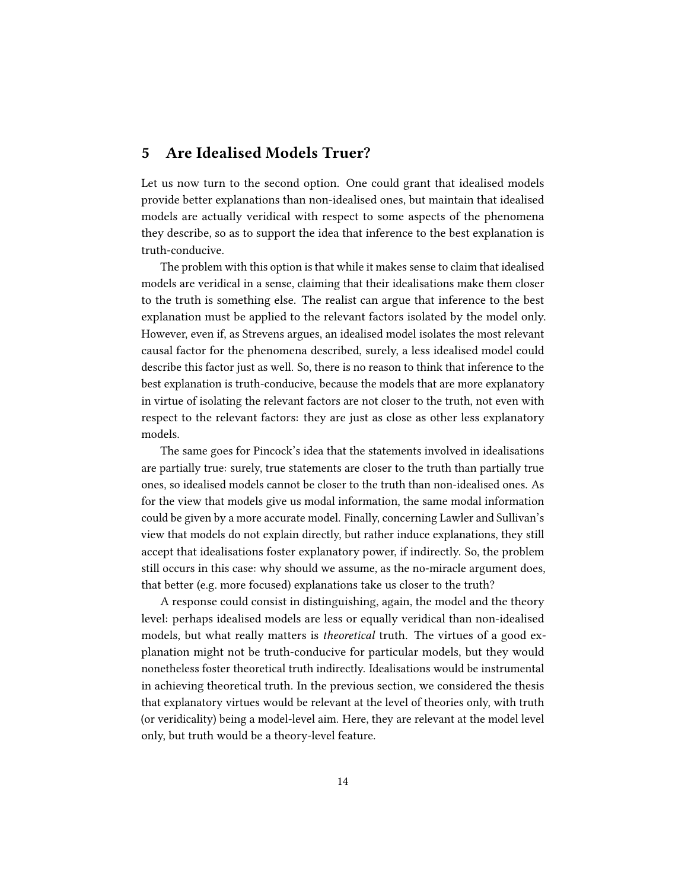## 5 Are Idealised Models Truer?

Let us now turn to the second option. One could grant that idealised models provide better explanations than non-idealised ones, but maintain that idealised models are actually veridical with respect to some aspects of the phenomena they describe, so as to support the idea that inference to the best explanation is truth-conducive.

The problem with this option is that while it makes sense to claim that idealised models are veridical in a sense, claiming that their idealisations make them closer to the truth is something else. The realist can argue that inference to the best explanation must be applied to the relevant factors isolated by the model only. However, even if, as Strevens argues, an idealised model isolates the most relevant causal factor for the phenomena described, surely, a less idealised model could describe this factor just as well. So, there is no reason to think that inference to the best explanation is truth-conducive, because the models that are more explanatory in virtue of isolating the relevant factors are not closer to the truth, not even with respect to the relevant factors: they are just as close as other less explanatory models.

The same goes for Pincock's idea that the statements involved in idealisations are partially true: surely, true statements are closer to the truth than partially true ones, so idealised models cannot be closer to the truth than non-idealised ones. As for the view that models give us modal information, the same modal information could be given by a more accurate model. Finally, concerning Lawler and Sullivan's view that models do not explain directly, but rather induce explanations, they still accept that idealisations foster explanatory power, if indirectly. So, the problem still occurs in this case: why should we assume, as the no-miracle argument does, that better (e.g. more focused) explanations take us closer to the truth?

A response could consist in distinguishing, again, the model and the theory level: perhaps idealised models are less or equally veridical than non-idealised models, but what really matters is *theoretical* truth. The virtues of a good explanation might not be truth-conducive for particular models, but they would nonetheless foster theoretical truth indirectly. Idealisations would be instrumental in achieving theoretical truth. In the previous section, we considered the thesis that explanatory virtues would be relevant at the level of theories only, with truth (or veridicality) being a model-level aim. Here, they are relevant at the model level only, but truth would be a theory-level feature.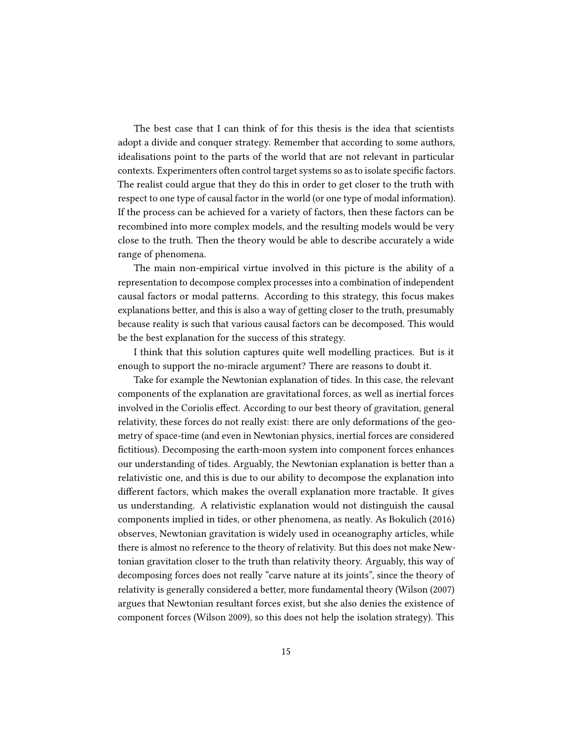The best case that I can think of for this thesis is the idea that scientists adopt a divide and conquer strategy. Remember that according to some authors, idealisations point to the parts of the world that are not relevant in particular contexts. Experimenters often control target systems so as to isolate specific factors. The realist could argue that they do this in order to get closer to the truth with respect to one type of causal factor in the world (or one type of modal information). If the process can be achieved for a variety of factors, then these factors can be recombined into more complex models, and the resulting models would be very close to the truth. Then the theory would be able to describe accurately a wide range of phenomena.

The main non-empirical virtue involved in this picture is the ability of a representation to decompose complex processes into a combination of independent causal factors or modal patterns. According to this strategy, this focus makes explanations better, and this is also a way of getting closer to the truth, presumably because reality is such that various causal factors can be decomposed. This would be the best explanation for the success of this strategy.

I think that this solution captures quite well modelling practices. But is it enough to support the no-miracle argument? There are reasons to doubt it.

Take for example the Newtonian explanation of tides. In this case, the relevant components of the explanation are gravitational forces, as well as inertial forces involved in the Coriolis effect. According to our best theory of gravitation, general relativity, these forces do not really exist: there are only deformations of the geometry of space-time (and even in Newtonian physics, inertial forces are considered fictitious). Decomposing the earth-moon system into component forces enhances our understanding of tides. Arguably, the Newtonian explanation is better than a relativistic one, and this is due to our ability to decompose the explanation into different factors, which makes the overall explanation more tractable. It gives us understanding. A relativistic explanation would not distinguish the causal components implied in tides, or other phenomena, as neatly. As Bokulich (2016) observes, Newtonian gravitation is widely used in oceanography articles, while there is almost no reference to the theory of relativity. But this does not make Newtonian gravitation closer to the truth than relativity theory. Arguably, this way of decomposing forces does not really "carve nature at its joints", since the theory of relativity is generally considered a better, more fundamental theory (Wilson (2007) argues that Newtonian resultant forces exist, but she also denies the existence of component forces (Wilson 2009), so this does not help the isolation strategy). This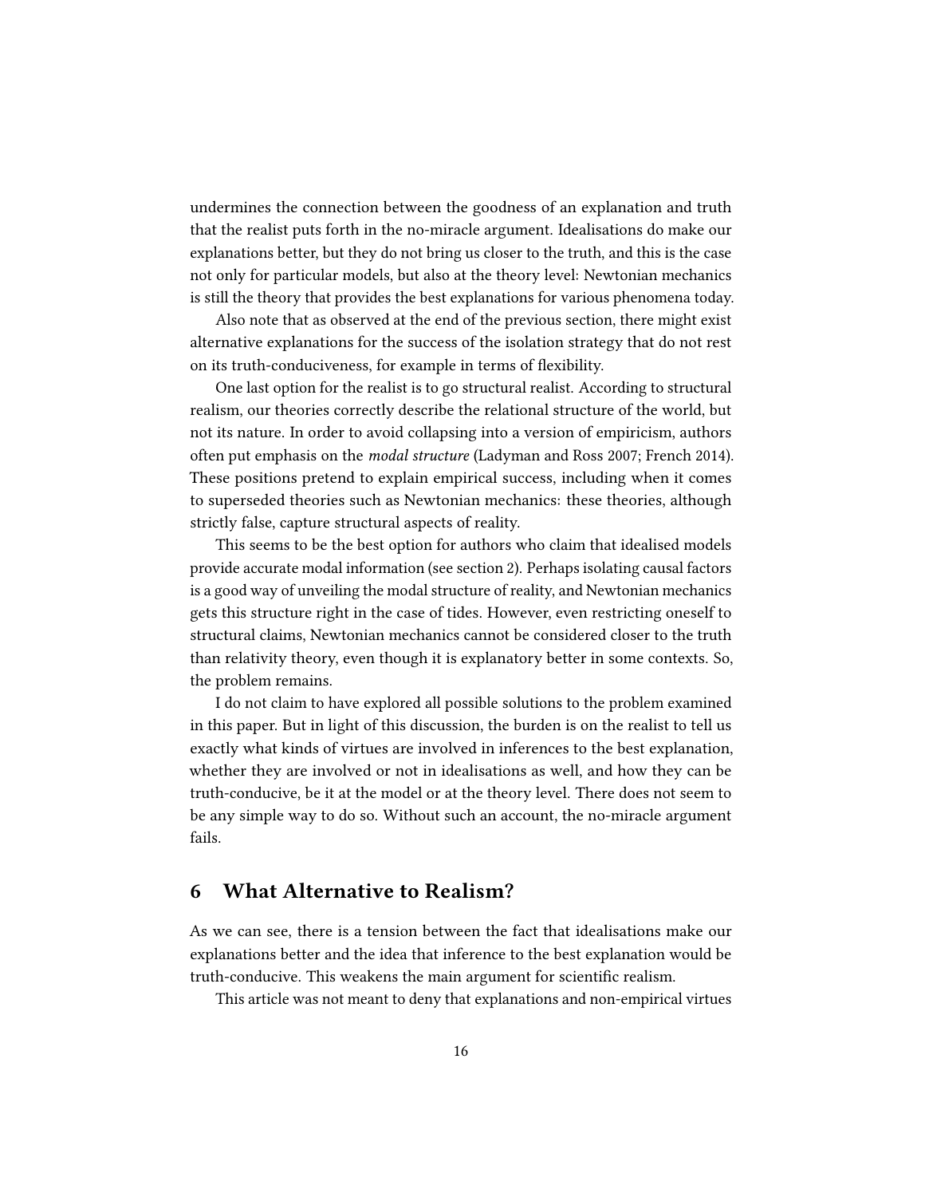undermines the connection between the goodness of an explanation and truth that the realist puts forth in the no-miracle argument. Idealisations do make our explanations better, but they do not bring us closer to the truth, and this is the case not only for particular models, but also at the theory level: Newtonian mechanics is still the theory that provides the best explanations for various phenomena today.

Also note that as observed at the end of the previous section, there might exist alternative explanations for the success of the isolation strategy that do not rest on its truth-conduciveness, for example in terms of flexibility.

One last option for the realist is to go structural realist. According to structural realism, our theories correctly describe the relational structure of the world, but not its nature. In order to avoid collapsing into a version of empiricism, authors often put emphasis on the *modal structure* (Ladyman and Ross 2007; French 2014). These positions pretend to explain empirical success, including when it comes to superseded theories such as Newtonian mechanics: these theories, although strictly false, capture structural aspects of reality.

This seems to be the best option for authors who claim that idealised models provide accurate modal information (see section 2). Perhaps isolating causal factors is a good way of unveiling the modal structure of reality, and Newtonian mechanics gets this structure right in the case of tides. However, even restricting oneself to structural claims, Newtonian mechanics cannot be considered closer to the truth than relativity theory, even though it is explanatory better in some contexts. So, the problem remains.

I do not claim to have explored all possible solutions to the problem examined in this paper. But in light of this discussion, the burden is on the realist to tell us exactly what kinds of virtues are involved in inferences to the best explanation, whether they are involved or not in idealisations as well, and how they can be truth-conducive, be it at the model or at the theory level. There does not seem to be any simple way to do so. Without such an account, the no-miracle argument fails.

## 6 What Alternative to Realism?

As we can see, there is a tension between the fact that idealisations make our explanations better and the idea that inference to the best explanation would be truth-conducive. This weakens the main argument for scientific realism.

This article was not meant to deny that explanations and non-empirical virtues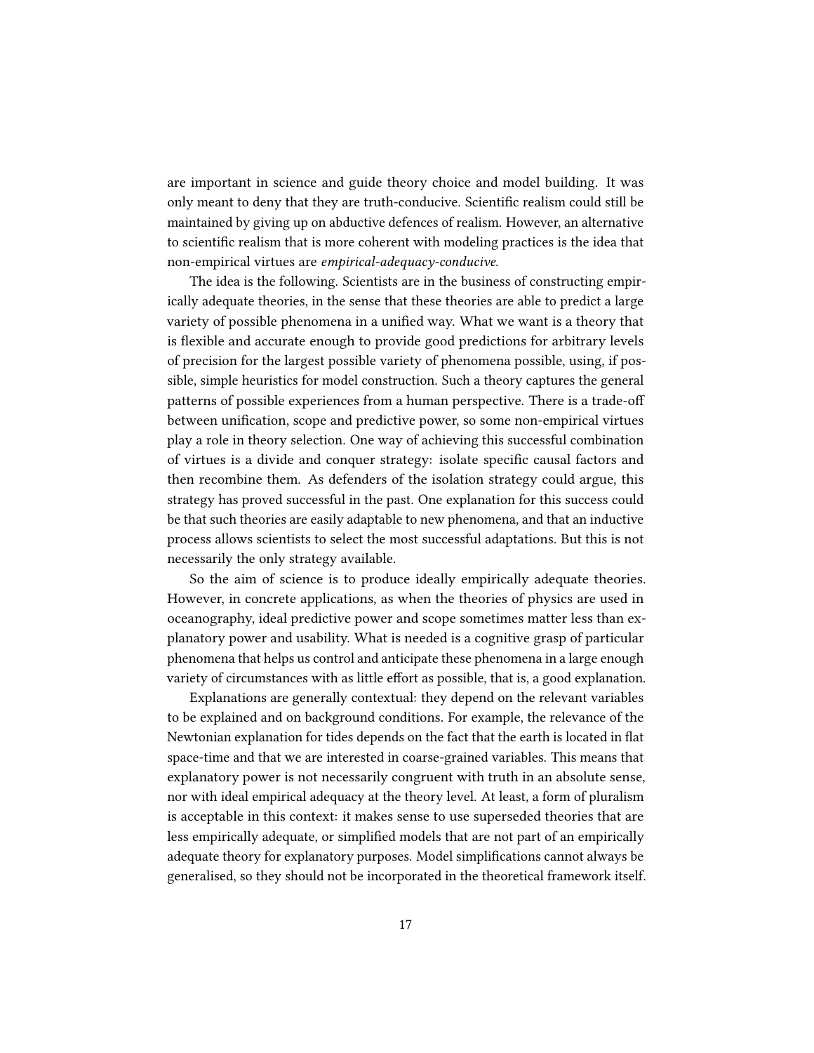are important in science and guide theory choice and model building. It was only meant to deny that they are truth-conducive. Scientific realism could still be maintained by giving up on abductive defences of realism. However, an alternative to scientific realism that is more coherent with modeling practices is the idea that non-empirical virtues are *empirical-adequacy-conducive*.

The idea is the following. Scientists are in the business of constructing empirically adequate theories, in the sense that these theories are able to predict a large variety of possible phenomena in a unified way. What we want is a theory that is flexible and accurate enough to provide good predictions for arbitrary levels of precision for the largest possible variety of phenomena possible, using, if possible, simple heuristics for model construction. Such a theory captures the general patterns of possible experiences from a human perspective. There is a trade-off between unification, scope and predictive power, so some non-empirical virtues play a role in theory selection. One way of achieving this successful combination of virtues is a divide and conquer strategy: isolate specific causal factors and then recombine them. As defenders of the isolation strategy could argue, this strategy has proved successful in the past. One explanation for this success could be that such theories are easily adaptable to new phenomena, and that an inductive process allows scientists to select the most successful adaptations. But this is not necessarily the only strategy available.

So the aim of science is to produce ideally empirically adequate theories. However, in concrete applications, as when the theories of physics are used in oceanography, ideal predictive power and scope sometimes matter less than explanatory power and usability. What is needed is a cognitive grasp of particular phenomena that helps us control and anticipate these phenomena in a large enough variety of circumstances with as little effort as possible, that is, a good explanation.

Explanations are generally contextual: they depend on the relevant variables to be explained and on background conditions. For example, the relevance of the Newtonian explanation for tides depends on the fact that the earth is located in flat space-time and that we are interested in coarse-grained variables. This means that explanatory power is not necessarily congruent with truth in an absolute sense, nor with ideal empirical adequacy at the theory level. At least, a form of pluralism is acceptable in this context: it makes sense to use superseded theories that are less empirically adequate, or simplified models that are not part of an empirically adequate theory for explanatory purposes. Model simplifications cannot always be generalised, so they should not be incorporated in the theoretical framework itself.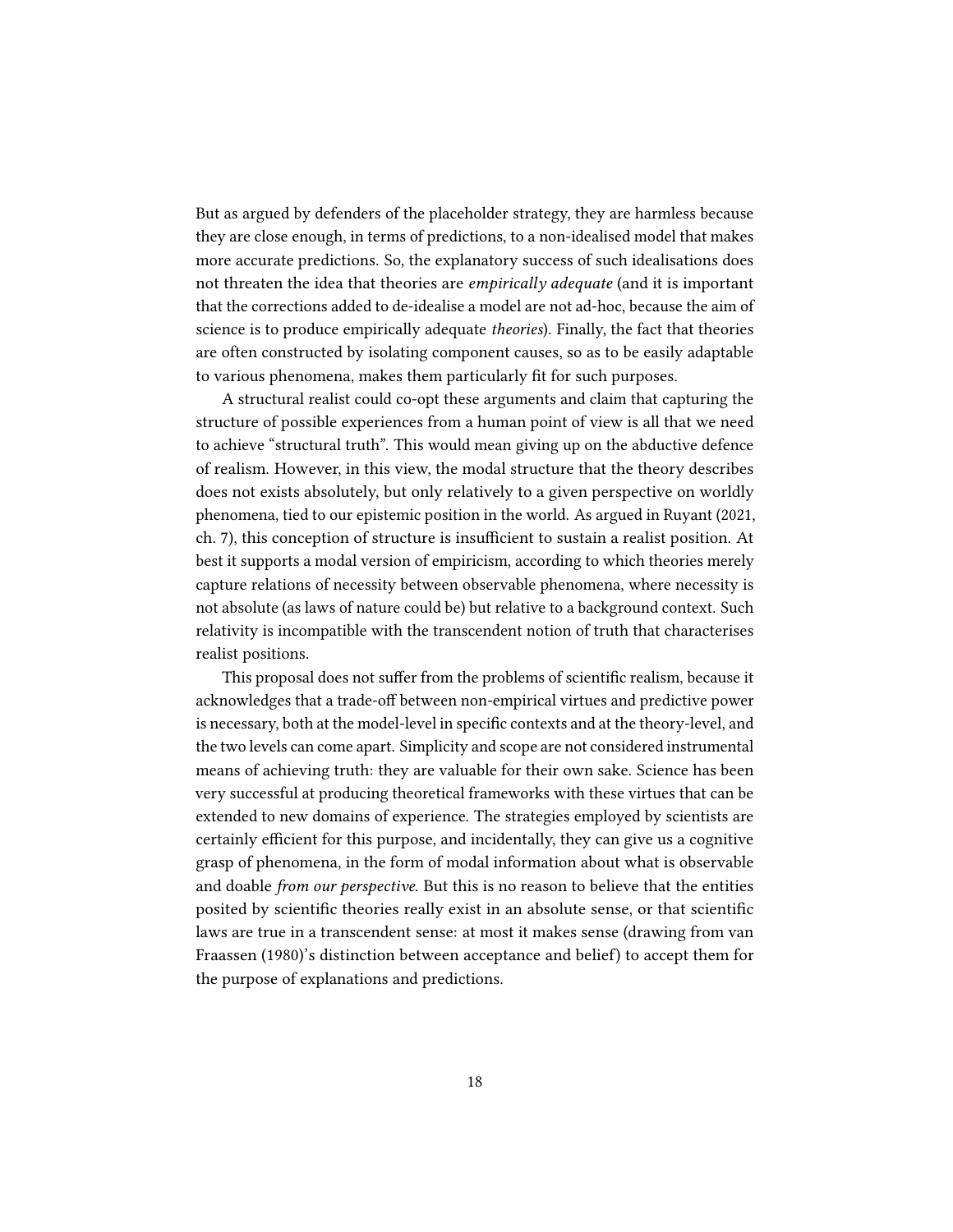But as argued by defenders of the placeholder strategy, they are harmless because they are close enough, in terms of predictions, to a non-idealised model that makes more accurate predictions. So, the explanatory success of such idealisations does not threaten the idea that theories are *empirically adequate* (and it is important that the corrections added to de-idealise a model are not ad-hoc, because the aim of science is to produce empirically adequate *theories*). Finally, the fact that theories are often constructed by isolating component causes, so as to be easily adaptable to various phenomena, makes them particularly fit for such purposes.

A structural realist could co-opt these arguments and claim that capturing the structure of possible experiences from a human point of view is all that we need to achieve "structural truth". This would mean giving up on the abductive defence of realism. However, in this view, the modal structure that the theory describes does not exists absolutely, but only relatively to a given perspective on worldly phenomena, tied to our epistemic position in the world. As argued in Ruyant (2021, ch. 7), this conception of structure is insufficient to sustain a realist position. At best it supports a modal version of empiricism, according to which theories merely capture relations of necessity between observable phenomena, where necessity is not absolute (as laws of nature could be) but relative to a background context. Such relativity is incompatible with the transcendent notion of truth that characterises realist positions.

This proposal does not suffer from the problems of scientific realism, because it acknowledges that a trade-off between non-empirical virtues and predictive power is necessary, both at the model-level in specific contexts and at the theory-level, and the two levels can come apart. Simplicity and scope are not considered instrumental means of achieving truth: they are valuable for their own sake. Science has been very successful at producing theoretical frameworks with these virtues that can be extended to new domains of experience. The strategies employed by scientists are certainly efficient for this purpose, and incidentally, they can give us a cognitive grasp of phenomena, in the form of modal information about what is observable and doable *from our perspective*. But this is no reason to believe that the entities posited by scientific theories really exist in an absolute sense, or that scientific laws are true in a transcendent sense: at most it makes sense (drawing from van Fraassen (1980)'s distinction between acceptance and belief) to accept them for the purpose of explanations and predictions.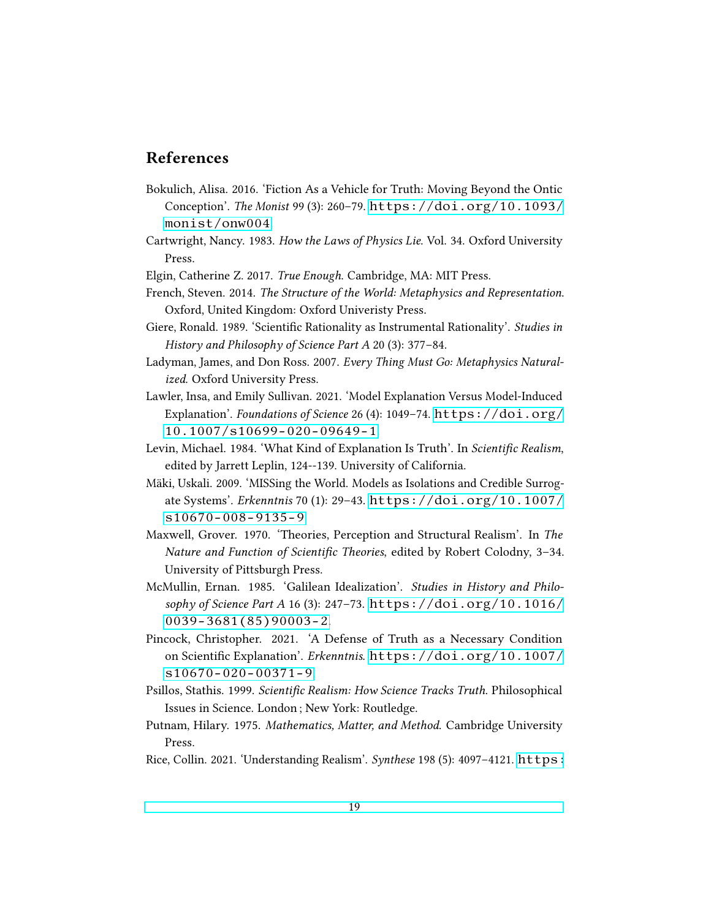## References

Bokulich, Alisa. 2016. 'Fiction As a Vehicle for Truth: Moving Beyond the Ontic Conception'. *The Monist* 99 (3): 260–79. https://doi.org/10.1093/monist/onw004.

Cartwright, Nancy. 1983. *How the Laws of Physics Lie*. Vol. 34. Oxford University Press.

Elgin, Catherine Z. 2017. *True Enough*. Cambridge, MA: MIT Press.

French, Steven. 2014. *The Structure of the World: Metaphysics and Representation*. Oxford, United Kingdom: Oxford Univeristy Press.

Giere, Ronald. 1989. 'Scientific Rationality as Instrumental Rationality'. *Studies in History and Philosophy of Science Part A* 20 (3): 377–84.

Ladyman, James, and Don Ross. 2007. *Every Thing Must Go: Metaphysics Naturalized*. Oxford University Press.

Lawler, Insa, and Emily Sullivan. 2021. 'Model Explanation Versus Model-Induced Explanation'. *Foundations of Science* 26 (4): 1049–74. https://doi.org/10.1007/s10699-020-09649-1.

Levin, Michael. 1984. 'What Kind of Explanation Is Truth'. In *Scientific Realism*, edited by Jarrett Leplin, 124--139. University of California.

Mäki, Uskali. 2009. 'MISSing the World. Models as Isolations and Credible Surrogate Systems'. *Erkenntnis* 70 (1): 29–43. https://doi.org/10.1007/s10670-008-9135-9.

Maxwell, Grover. 1970. 'Theories, Perception and Structural Realism'. In *The Nature and Function of Scientific Theories*, edited by Robert Colodny, 3–34. University of Pittsburgh Press.

McMullin, Ernan. 1985. 'Galilean Idealization'. *Studies in History and Philosophy of Science Part A* 16 (3): 247–73. https://doi.org/10.1016/0039-3681(85)90003-2.

Pincock, Christopher. 2021. 'A Defense of Truth as a Necessary Condition on Scientific Explanation'. *Erkenntnis*. https://doi.org/10.1007/s10670-020-00371-9.

Psillos, Stathis. 1999. *Scientific Realism: How Science Tracks Truth*. Philosophical Issues in Science. London ; New York: Routledge.

Putnam, Hilary. 1975. *Mathematics, Matter, and Method*. Cambridge University Press.

Rice, Collin. 2021. 'Understanding Realism'. *Synthese* 198 (5): 4097–4121. https: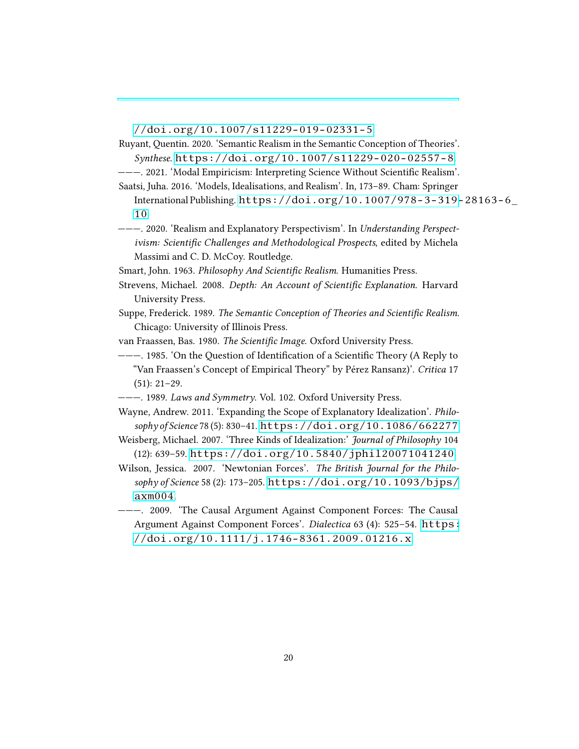//doi.org/10.1007/s11229-019-02331-5

Ruyant, Quentin. 2020. 'Semantic Realism in the Semantic Conception of Theories'. *Synthese*. https://doi.org/10.1007/s11229-020-02557-8.

———. 2021. 'Modal Empiricism: Interpreting Science Without Scientific Realism'.

Saatsi, Juha. 2016. 'Models, Idealisations, and Realism'. In, 173–89. Cham: Springer International Publishing. https://doi.org/10.1007/978-3-319-28163-6_10.

———. 2020. 'Realism and Explanatory Perspectivism'. In *Understanding Perspectivism: Scientific Challenges and Methodological Prospects*, edited by Michela Massimi and C. D. McCoy. Routledge.

Smart, John. 1963. *Philosophy And Scientific Realism*. Humanities Press.

Strevens, Michael. 2008. *Depth: An Account of Scientific Explanation*. Harvard University Press.

Suppe, Frederick. 1989. *The Semantic Conception of Theories and Scientific Realism*. Chicago: University of Illinois Press.

van Fraassen, Bas. 1980. *The Scientific Image*. Oxford University Press.

———. 1985. 'On the Question of Identification of a Scientific Theory (A Reply to "Van Fraassen's Concept of Empirical Theory" by Pérez Ransanz)'. *Critica* 17 (51): 21–29.

———. 1989. *Laws and Symmetry*. Vol. 102. Oxford University Press.

Wayne, Andrew. 2011. 'Expanding the Scope of Explanatory Idealization'. *Philosophy of Science* 78 (5): 830–41. https://doi.org/10.1086/662277.

Weisberg, Michael. 2007. 'Three Kinds of Idealization:' *Journal of Philosophy* 104 (12): 639–59. https://doi.org/10.5840/jphil20071041240.

Wilson, Jessica. 2007. 'Newtonian Forces'. *The British Journal for the Philosophy of Science* 58 (2): 173–205. https://doi.org/10.1093/bjps/axm004.

———. 2009. 'The Causal Argument Against Component Forces: The Causal Argument Against Component Forces'. *Dialectica* 63 (4): 525–54. https://doi.org/10.1111/j.1746-8361.2009.01216.x.